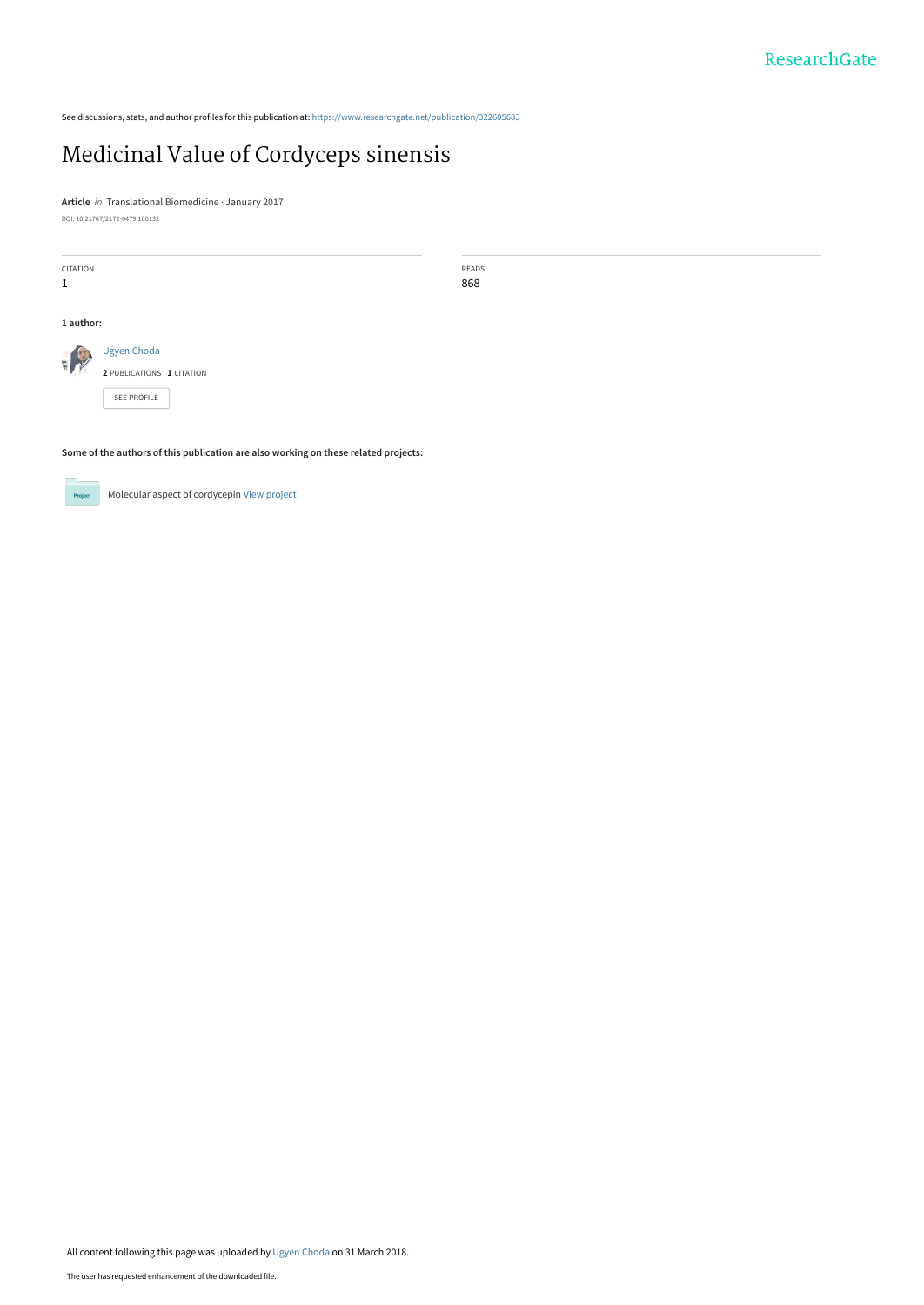See discussions, stats, and author profiles for this publication at: https://www.researchgate.net/publication/322605683

# Medicinal Value of Cordyceps sinensis

**Article** *in* Translational Biomedicine · January 2017

DOI: 10.21767/2172-0479.100132

| CITATION | READS |
|---|---|
| 1 | 868 |

**1 author:**

Ugyen Choda

**2** PUBLICATIONS **1** CITATION

SEE PROFILE

**Some of the authors of this publication are also working on these related projects:**

Molecular aspect of cordycepin View project

All content following this page was uploaded by Ugyen Choda on 31 March 2018.

The user has requested enhancement of the downloaded file.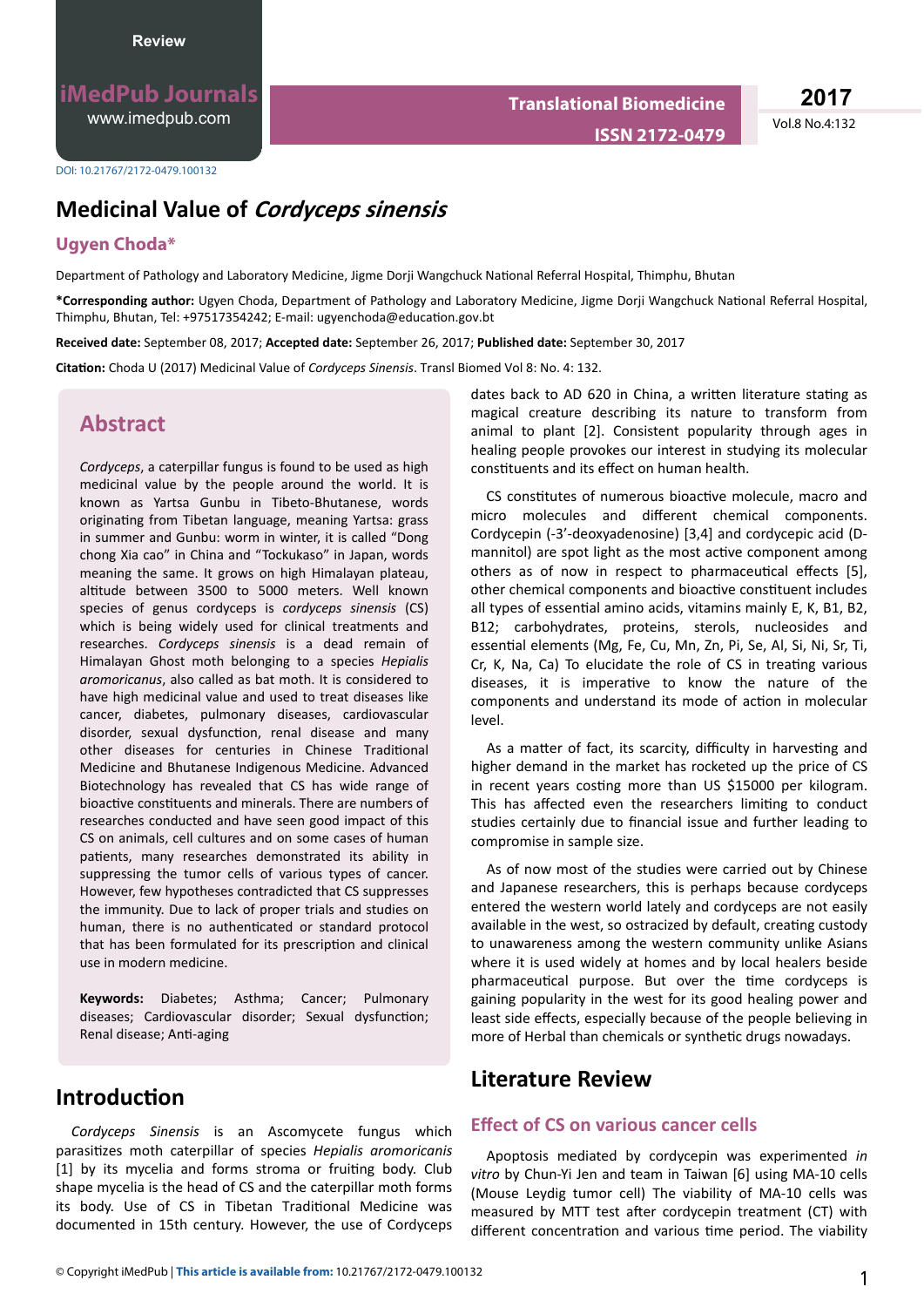DOI: 10.21767/2172-0479.100132

# Medicinal Value of *Cordyceps sinensis*

## Ugyen Choda*

Department of Pathology and Laboratory Medicine, Jigme Dorji Wangchuck National Referral Hospital, Thimphu, Bhutan

**\*Corresponding author:** Ugyen Choda, Department of Pathology and Laboratory Medicine, Jigme Dorji Wangchuck National Referral Hospital, Thimphu, Bhutan, Tel: +97517354242; E-mail: ugyenchoda@education.bt

**Received date:** September 08, 2017; **Accepted date:** September 26, 2017; **Published date:** September 30, 2017

**Citation:** Choda U (2017) Medicinal Value of *Cordyceps Sinensis*. Transl Biomed Vol 8: No. 4: 132.

## Abstract

*Cordyceps*, a caterpillar fungus is found to be used as high medicinal value by the people around the world. It is known as Yartsa Gunbu in Tibeto-Bhutanese, words originating from Tibetan language, meaning Yartsa: grass in summer and Gunbu: worm in winter, it is called "Dong chong Xia cao" in China and "Tockukaso" in Japan, words meaning the same. It grows on high Himalayan plateau, altitude between 3500 to 5000 meters. Well known species of genus cordyceps is *cordyceps sinensis* (CS) which is being widely used for clinical treatments and researches. *Cordyceps sinensis* is a dead remain of Himalayan Ghost moth belonging to a species *Hepialis aromoricanus*, also called as bat moth. It is considered to have high medicinal value and used to treat diseases like cancer, diabetes, pulmonary diseases, cardiovascular disorder, sexual dysfunction, renal disease and many other diseases for centuries in Chinese Traditional Medicine and Bhutanese Indigenous Medicine. Advanced Biotechnology has revealed that CS has wide range of bioactive constituents and minerals. There are numbers of researches conducted and have seen good impact of this CS on animals, cell cultures and on some cases of human patients, many researches demonstrated its ability in suppressing the tumor cells of various types of cancer. However, few hypotheses contradicted that CS suppresses the immunity. Due to lack of proper trials and studies on human, there is no authenticated or standard protocol that has been formulated for its prescription and clinical use in modern medicine.

**Keywords:** Diabetes; Asthma; Cancer; Pulmonary diseases; Cardiovascular disorder; Sexual dysfunction; Renal disease; Anti-aging

## Introduction

*Cordyceps Sinensis* is an Ascomycete fungus which parasitizes moth caterpillar of species *Hepialis aromoricanis* [1] by its mycelia and forms stroma or fruiting body. Club shape mycelia is the head of CS and the caterpillar moth forms its body. Use of CS in Tibetan Traditional Medicine was documented in 15th century. However, the use of Cordyceps dates back to AD 620 in China, a written literature stating as magical creature describing its nature to transform from animal to plant [2]. Consistent popularity through ages in healing people provokes our interest in studying its molecular constituents and its effect on human health.

CS constitutes of numerous bioactive molecule, macro and micro molecules and different chemical components. Cordycepin (-3'-deoxyadenosine) [3,4] and cordycepic acid (D-mannitol) are spot light as the most active component among others as of now in respect to pharmaceutical effects [5], other chemical components and bioactive constituent includes all types of essential amino acids, vitamins mainly E, K, B1, B2, B12; carbohydrates, proteins, sterols, nucleosides and essential elements (Mg, Fe, Cu, Mn, Zn, Pi, Se, Al, Si, Ni, Sr, Ti, Cr, K, Na, Ca) To elucidate the role of CS in treating various diseases, it is imperative to know the nature of the components and understand its mode of action in molecular level.

As a matter of fact, its scarcity, difficulty in harvesting and higher demand in the market has rocketed up the price of CS in recent years costing more than US $15000 per kilogram. This has affected even the researchers limiting to conduct studies certainly due to financial issue and further leading to compromise in sample size.

As of now most of the studies were carried out by Chinese and Japanese researchers, this is perhaps because cordyceps entered the western world lately and cordyceps are not easily available in the west, so ostracized by default, creating custody to unawareness among the western community unlike Asians where it is used widely at homes and by local healers beside pharmaceutical purpose. But over the time cordyceps is gaining popularity in the west for its good healing power and least side effects, especially because of the people believing in more of Herbal than chemicals or synthetic drugs nowadays.

## Literature Review

### Effect of CS on various cancer cells

Apoptosis mediated by cordycepin was experimented *in vitro* by Chun-Yi Jen and team in Taiwan [6] using MA-10 cells (Mouse Leydig tumor cell) The viability of MA-10 cells was measured by MTT test after cordycepin treatment (CT) with different concentration and various time period. The viability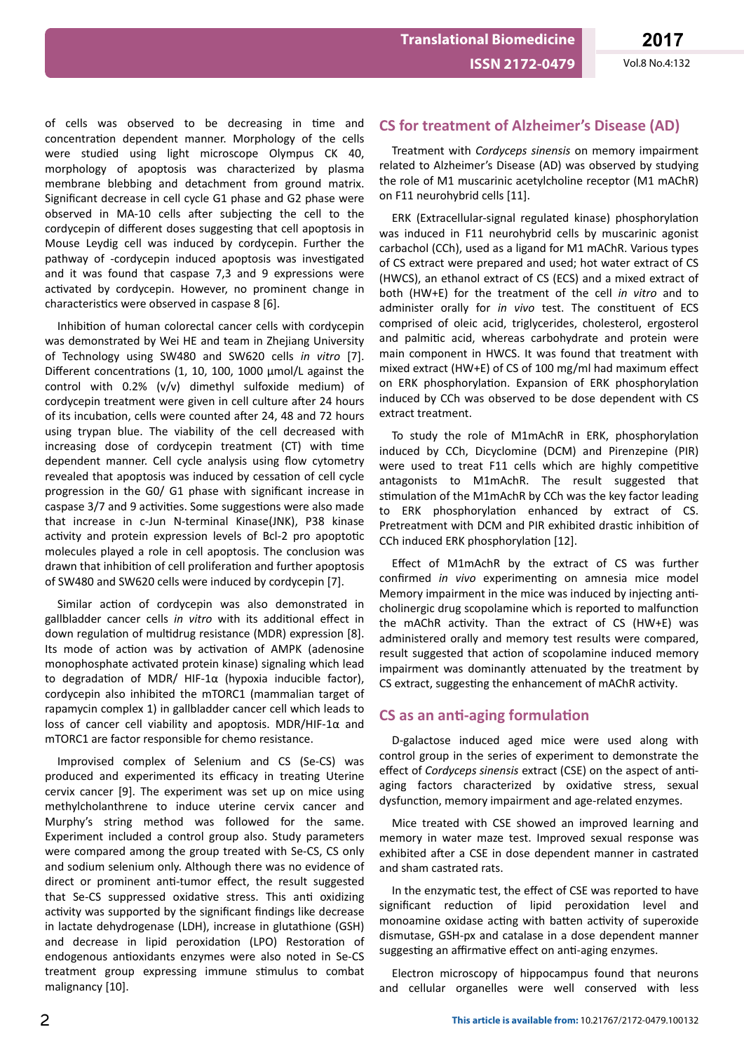of cells was observed to be decreasing in time and concentration dependent manner. Morphology of the cells were studied using light microscope Olympus CK 40, morphology of apoptosis was characterized by plasma membrane blebbing and detachment from ground matrix. Significant decrease in cell cycle G1 phase and G2 phase were observed in MA-10 cells after subjecting the cell to the cordycepin of different doses suggesting that cell apoptosis in Mouse Leydig cell was induced by cordycepin. Further the pathway of -cordycepin induced apoptosis was investigated and it was found that caspase 7,3 and 9 expressions were activated by cordycepin. However, no prominent change in characteristics were observed in caspase 8 [6].

Inhibition of human colorectal cancer cells with cordycepin was demonstrated by Wei HE and team in Zhejiang University of Technology using SW480 and SW620 cells *in vitro* [7]. Different concentrations (1, 10, 100, 1000 µmol/L against the control with 0.2% (v/v) dimethyl sulfoxide medium) of cordycepin treatment were given in cell culture after 24 hours of its incubation, cells were counted after 24, 48 and 72 hours using trypan blue. The viability of the cell decreased with increasing dose of cordycepin treatment (CT) with time dependent manner. Cell cycle analysis using flow cytometry revealed that apoptosis was induced by cessation of cell cycle progression in the G0/ G1 phase with significant increase in caspase 3/7 and 9 activities. Some suggestions were also made that increase in c-Jun N-terminal Kinase(JNK), P38 kinase activity and protein expression levels of Bcl-2 pro apoptotic molecules played a role in cell apoptosis. The conclusion was drawn that inhibition of cell proliferation and further apoptosis of SW480 and SW620 cells were induced by cordycepin [7].

Similar action of cordycepin was also demonstrated in gallbladder cancer cells *in vitro* with its additional effect in down regulation of multidrug resistance (MDR) expression [8]. Its mode of action was by activation of AMPK (adenosine monophosphate activated protein kinase) signaling which lead to degradation of MDR/ HIF-1α (hypoxia inducible factor), cordycepin also inhibited the mTORC1 (mammalian target of rapamycin complex 1) in gallbladder cancer cell which leads to loss of cancer cell viability and apoptosis. MDR/HIF-1α and mTORC1 are factor responsible for chemo resistance.

Improvised complex of Selenium and CS (Se-CS) was produced and experimented its efficacy in treating Uterine cervix cancer [9]. The experiment was set up on mice using methylcholanthrene to induce uterine cervix cancer and Murphy's string method was followed for the same. Experiment included a control group also. Study parameters were compared among the group treated with Se-CS, CS only and sodium selenium only. Although there was no evidence of direct or prominent anti-tumor effect, the result suggested that Se-CS suppressed oxidative stress. This anti oxidizing activity was supported by the significant findings like decrease in lactate dehydrogenase (LDH), increase in glutathione (GSH) and decrease in lipid peroxidation (LPO) Restoration of endogenous antioxidants enzymes were also noted in Se-CS treatment group expressing immune stimulus to combat malignancy [10].

## CS for treatment of Alzheimer's Disease (AD)

Treatment with *Cordyceps sinensis* on memory impairment related to Alzheimer's Disease (AD) was observed by studying the role of M1 muscarinic acetylcholine receptor (M1 mAChR) on F11 neurohybrid cells [11].

ERK (Extracellular-signal regulated kinase) phosphorylation was induced in F11 neurohybrid cells by muscarinic agonist carbachol (CCh), used as a ligand for M1 mAChR. Various types of CS extract were prepared and used; hot water extract of CS (HWCS), an ethanol extract of CS (ECS) and a mixed extract of both (HW+E) for the treatment of the cell *in vitro* and to administer orally for *in vivo* test. The constituent of ECS comprised of oleic acid, triglycerides, cholesterol, ergosterol and palmitic acid, whereas carbohydrate and protein were main component in HWCS. It was found that treatment with mixed extract (HW+E) of CS of 100 mg/ml had maximum effect on ERK phosphorylation. Expansion of ERK phosphorylation induced by CCh was observed to be dose dependent with CS extract treatment.

To study the role of M1mAchR in ERK, phosphorylation induced by CCh, Dicyclomine (DCM) and Pirenzepine (PIR) were used to treat F11 cells which are highly competitive antagonists to M1mAchR. The result suggested that stimulation of the M1mAchR by CCh was the key factor leading to ERK phosphorylation enhanced by extract of CS. Pretreatment with DCM and PIR exhibited drastic inhibition of CCh induced ERK phosphorylation [12].

Effect of M1mAchR by the extract of CS was further confirmed *in vivo* experimenting on amnesia mice model Memory impairment in the mice was induced by injecting anti-cholinergic drug scopolamine which is reported to malfunction the mAChR activity. Than the extract of CS (HW+E) was administered orally and memory test results were compared, result suggested that action of scopolamine induced memory impairment was dominantly attenuated by the treatment by CS extract, suggesting the enhancement of mAChR activity.

## CS as an anti-aging formulation

D-galactose induced aged mice were used along with control group in the series of experiment to demonstrate the effect of *Cordyceps sinensis* extract (CSE) on the aspect of anti-aging factors characterized by oxidative stress, sexual dysfunction, memory impairment and age-related enzymes.

Mice treated with CSE showed an improved learning and memory in water maze test. Improved sexual response was exhibited after a CSE in dose dependent manner in castrated and sham castrated rats.

In the enzymatic test, the effect of CSE was reported to have significant reduction of lipid peroxidation level and monoamine oxidase acting with batten activity of superoxide dismutase, GSH-px and catalase in a dose dependent manner suggesting an affirmative effect on anti-aging enzymes.

Electron microscopy of hippocampus found that neurons and cellular organelles were well conserved with less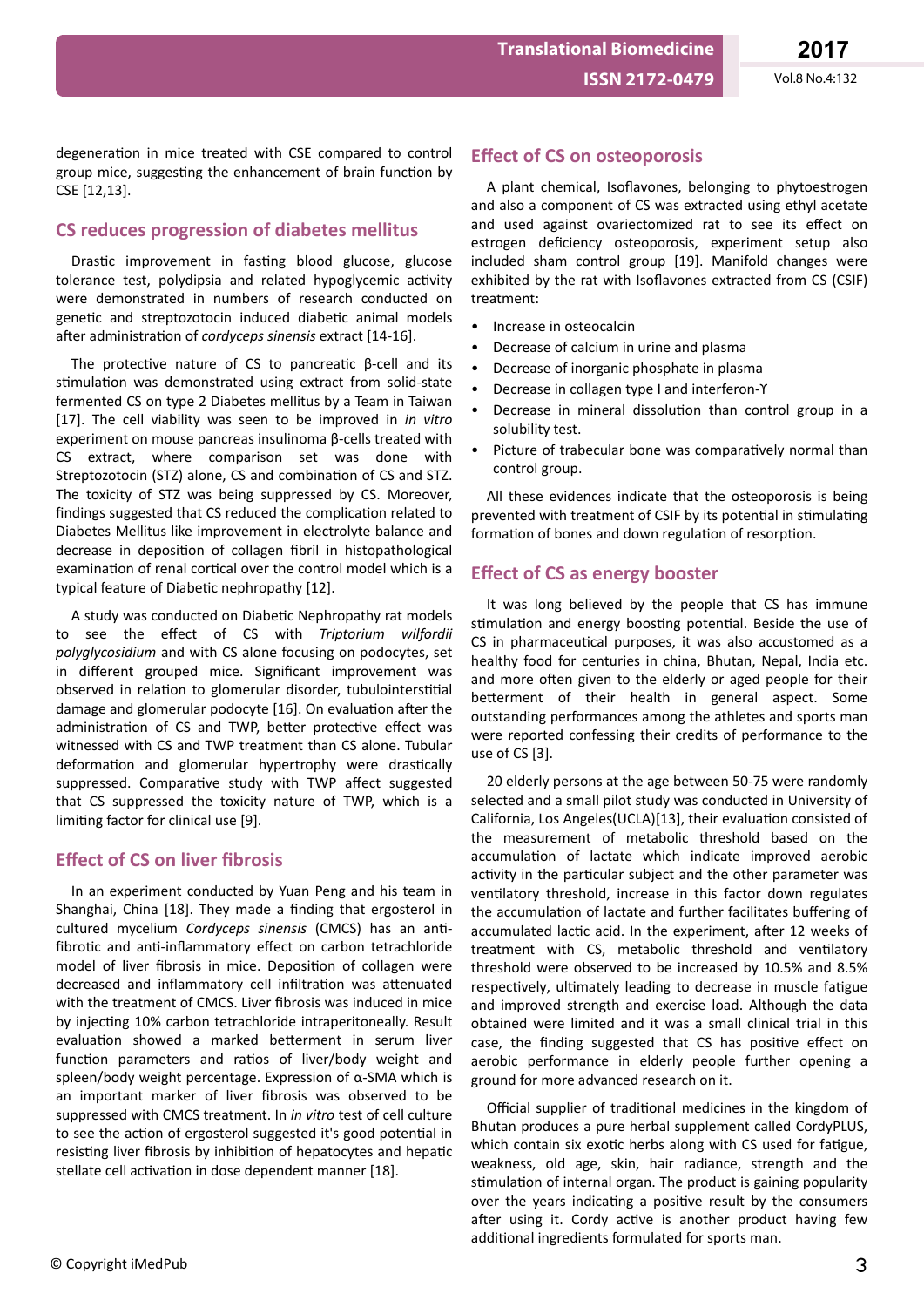degeneration in mice treated with CSE compared to control group mice, suggesting the enhancement of brain function by CSE [12,13].

## CS reduces progression of diabetes mellitus

Drastic improvement in fasting blood glucose, glucose tolerance test, polydipsia and related hypoglycemic activity were demonstrated in numbers of research conducted on genetic and streptozotocin induced diabetic animal models after administration of *cordyceps sinensis* extract [14-16].

The protective nature of CS to pancreatic β-cell and its stimulation was demonstrated using extract from solid-state fermented CS on type 2 Diabetes mellitus by a Team in Taiwan [17]. The cell viability was seen to be improved in *in vitro* experiment on mouse pancreas insulinoma β-cells treated with CS extract, where comparison set was done with Streptozotocin (STZ) alone, CS and combination of CS and STZ. The toxicity of STZ was being suppressed by CS. Moreover, findings suggested that CS reduced the complication related to Diabetes Mellitus like improvement in electrolyte balance and decrease in deposition of collagen fibril in histopathological examination of renal cortical over the control model which is a typical feature of Diabetic nephropathy [12].

A study was conducted on Diabetic Nephropathy rat models to see the effect of CS with *Triptorium wilfordii polyglycosidium* and with CS alone focusing on podocytes, set in different grouped mice. Significant improvement was observed in relation to glomerular disorder, tubulointerstitial damage and glomerular podocyte [16]. On evaluation after the administration of CS and TWP, better protective effect was witnessed with CS and TWP treatment than CS alone. Tubular deformation and glomerular hypertrophy were drastically suppressed. Comparative study with TWP affect suggested that CS suppressed the toxicity nature of TWP, which is a limiting factor for clinical use [9].

## Effect of CS on liver fibrosis

In an experiment conducted by Yuan Peng and his team in Shanghai, China [18]. They made a finding that ergosterol in cultured mycelium *Cordyceps sinensis* (CMCS) has an anti-fibrotic and anti-inflammatory effect on carbon tetrachloride model of liver fibrosis in mice. Deposition of collagen were decreased and inflammatory cell infiltration was attenuated with the treatment of CMCS. Liver fibrosis was induced in mice by injecting 10% carbon tetrachloride intraperitoneally. Result evaluation showed a marked betterment in serum liver function parameters and ratios of liver/body weight and spleen/body weight percentage. Expression of α-SMA which is an important marker of liver fibrosis was observed to be suppressed with CMCS treatment. In *in vitro* test of cell culture to see the action of ergosterol suggested it's good potential in resisting liver fibrosis by inhibition of hepatocytes and hepatic stellate cell activation in dose dependent manner [18].

## Effect of CS on osteoporosis

A plant chemical, Isoflavones, belonging to phytoestrogen and also a component of CS was extracted using ethyl acetate and used against ovariectomized rat to see its effect on estrogen deficiency osteoporosis, experiment setup also included sham control group [19]. Manifold changes were exhibited by the rat with Isoflavones extracted from CS (CSIF) treatment:

- Increase in osteocalcin
- Decrease of calcium in urine and plasma
- Decrease of inorganic phosphate in plasma
- Decrease in collagen type I and interferon-ϒ
- Decrease in mineral dissolution than control group in a solubility test.
- Picture of trabecular bone was comparatively normal than control group.

All these evidences indicate that the osteoporosis is being prevented with treatment of CSIF by its potential in stimulating formation of bones and down regulation of resorption.

## Effect of CS as energy booster

It was long believed by the people that CS has immune stimulation and energy boosting potential. Beside the use of CS in pharmaceutical purposes, it was also accustomed as a healthy food for centuries in china, Bhutan, Nepal, India etc. and more often given to the elderly or aged people for their betterment of their health in general aspect. Some outstanding performances among the athletes and sports man were reported confessing their credits of performance to the use of CS [3].

20 elderly persons at the age between 50-75 were randomly selected and a small pilot study was conducted in University of California, Los Angeles(UCLA)[13], their evaluation consisted of the measurement of metabolic threshold based on the accumulation of lactate which indicate improved aerobic activity in the particular subject and the other parameter was ventilatory threshold, increase in this factor down regulates the accumulation of lactate and further facilitates buffering of accumulated lactic acid. In the experiment, after 12 weeks of treatment with CS, metabolic threshold and ventilatory threshold were observed to be increased by 10.5% and 8.5% respectively, ultimately leading to decrease in muscle fatigue and improved strength and exercise load. Although the data obtained were limited and it was a small clinical trial in this case, the finding suggested that CS has positive effect on aerobic performance in elderly people further opening a ground for more advanced research on it.

Official supplier of traditional medicines in the kingdom of Bhutan produces a pure herbal supplement called CordyPLUS, which contain six exotic herbs along with CS used for fatigue, weakness, old age, skin, hair radiance, strength and the stimulation of internal organ. The product is gaining popularity over the years indicating a positive result by the consumers after using it. Cordy active is another product having few additional ingredients formulated for sports man.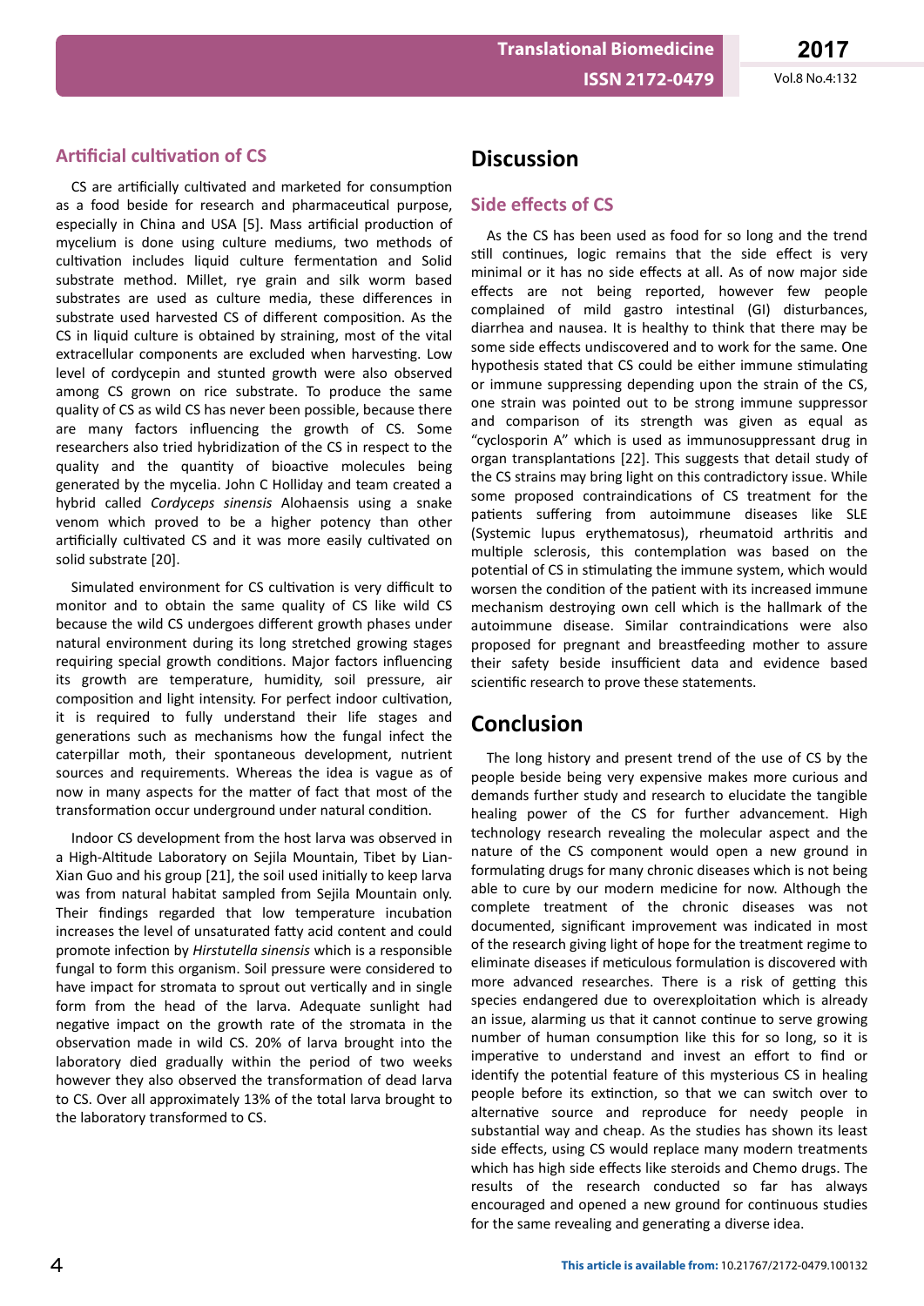### Artificial cultivation of CS

CS are artificially cultivated and marketed for consumption as a food beside for research and pharmaceutical purpose, especially in China and USA [5]. Mass artificial production of mycelium is done using culture mediums, two methods of cultivation includes liquid culture fermentation and Solid substrate method. Millet, rye grain and silk worm based substrates are used as culture media, these differences in substrate used harvested CS of different composition. As the CS in liquid culture is obtained by straining, most of the vital extracellular components are excluded when harvesting. Low level of cordycepin and stunted growth were also observed among CS grown on rice substrate. To produce the same quality of CS as wild CS has never been possible, because there are many factors influencing the growth of CS. Some researchers also tried hybridization of the CS in respect to the quality and the quantity of bioactive molecules being generated by the mycelia. John C Holliday and team created a hybrid called *Cordyceps sinensis* Alohaensis using a snake venom which proved to be a higher potency than other artificially cultivated CS and it was more easily cultivated on solid substrate [20].

Simulated environment for CS cultivation is very difficult to monitor and to obtain the same quality of CS like wild CS because the wild CS undergoes different growth phases under natural environment during its long stretched growing stages requiring special growth conditions. Major factors influencing its growth are temperature, humidity, soil pressure, air composition and light intensity. For perfect indoor cultivation, it is required to fully understand their life stages and generations such as mechanisms how the fungal infect the caterpillar moth, their spontaneous development, nutrient sources and requirements. Whereas the idea is vague as of now in many aspects for the matter of fact that most of the transformation occur underground under natural condition.

Indoor CS development from the host larva was observed in a High-Altitude Laboratory on Sejila Mountain, Tibet by Lian-Xian Guo and his group [21], the soil used initially to keep larva was from natural habitat sampled from Sejila Mountain only. Their findings regarded that low temperature incubation increases the level of unsaturated fatty acid content and could promote infection by *Hirstutella sinensis* which is a responsible fungal to form this organism. Soil pressure were considered to have impact for stromata to sprout out vertically and in single form from the head of the larva. Adequate sunlight had negative impact on the growth rate of the stromata in the observation made in wild CS. 20% of larva brought into the laboratory died gradually within the period of two weeks however they also observed the transformation of dead larva to CS. Over all approximately 13% of the total larva brought to the laboratory transformed to CS.

## Discussion

### Side effects of CS

As the CS has been used as food for so long and the trend still continues, logic remains that the side effect is very minimal or it has no side effects at all. As of now major side effects are not being reported, however few people complained of mild gastro intestinal (GI) disturbances, diarrhea and nausea. It is healthy to think that there may be some side effects undiscovered and to work for the same. One hypothesis stated that CS could be either immune stimulating or immune suppressing depending upon the strain of the CS, one strain was pointed out to be strong immune suppressor and comparison of its strength was given as equal as "cyclosporin A" which is used as immunosuppressant drug in organ transplantations [22]. This suggests that detail study of the CS strains may bring light on this contradictory issue. While some proposed contraindications of CS treatment for the patients suffering from autoimmune diseases like SLE (Systemic lupus erythematosus), rheumatoid arthritis and multiple sclerosis, this contemplation was based on the potential of CS in stimulating the immune system, which would worsen the condition of the patient with its increased immune mechanism destroying own cell which is the hallmark of the autoimmune disease. Similar contraindications were also proposed for pregnant and breastfeeding mother to assure their safety beside insufficient data and evidence based scientific research to prove these statements.

## Conclusion

The long history and present trend of the use of CS by the people beside being very expensive makes more curious and demands further study and research to elucidate the tangible healing power of the CS for further advancement. High technology research revealing the molecular aspect and the nature of the CS component would open a new ground in formulating drugs for many chronic diseases which is not being able to cure by our modern medicine for now. Although the complete treatment of the chronic diseases was not documented, significant improvement was indicated in most of the research giving light of hope for the treatment regime to eliminate diseases if meticulous formulation is discovered with more advanced researches. There is a risk of getting this species endangered due to overexploitation which is already an issue, alarming us that it cannot continue to serve growing number of human consumption like this for so long, so it is imperative to understand and invest an effort to find or identify the potential feature of this mysterious CS in healing people before its extinction, so that we can switch over to alternative source and reproduce for needy people in substantial way and cheap. As the studies has shown its least side effects, using CS would replace many modern treatments which has high side effects like steroids and Chemo drugs. The results of the research conducted so far has always encouraged and opened a new ground for continuous studies for the same revealing and generating a diverse idea.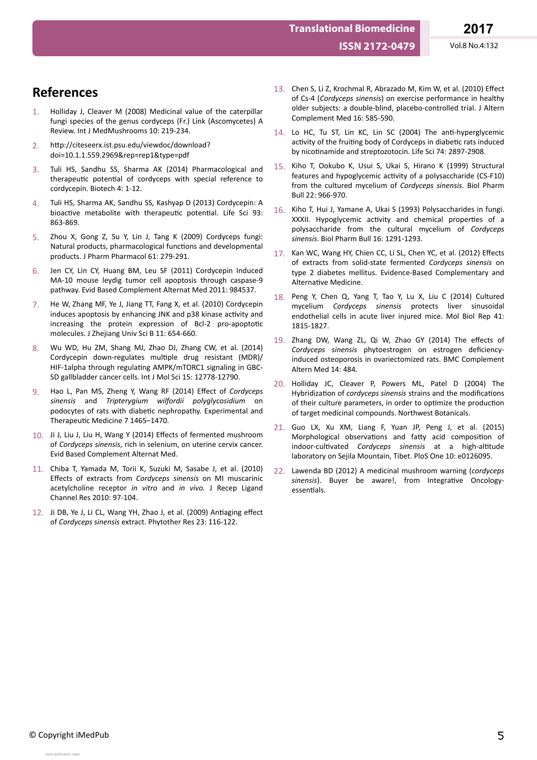# References

1. Holliday J, Cleaver M (2008) Medicinal value of the caterpillar fungi species of the genus cordyceps (Fr.) Link (Ascomycetes) A Review. Int J MedMushrooms 10: 219-234.

2. http://citeseerx.ist.psu.edu/viewdoc/download?doi=10.1.1.559.2969&rep=rep1&type=pdf

3. Tuli HS, Sandhu SS, Sharma AK (2014) Pharmacological and therapeutic potential of cordyceps with special reference to cordycepin. Biotech 4: 1-12.

4. Tuli HS, Sharma AK, Sandhu SS, Kashyap D (2013) Cordycepin: A bioactive metabolite with therapeutic potential. Life Sci 93: 863-869.

5. Zhou X, Gong Z, Su Y, Lin J, Tang K (2009) Cordyceps fungi: Natural products, pharmacological functions and developmental products. J Pharm Pharmacol 61: 279-291.

6. Jen CY, Lin CY, Huang BM, Leu SF (2011) Cordycepin Induced MA-10 mouse leydig tumor cell apoptosis through caspase-9 pathway. Evid Based Complement Alternat Med 2011: 984537.

7. He W, Zhang MF, Ye J, Jiang TT, Fang X, et al. (2010) Cordycepin induces apoptosis by enhancing JNK and p38 kinase activity and increasing the protein expression of Bcl-2 pro-apoptotic molecules. J Zhejiang Univ Sci B 11: 654-660.

8. Wu WD, Hu ZM, Shang MJ, Zhao DJ, Zhang CW, et al. (2014) Cordycepin down-regulates multiple drug resistant (MDR)/HIF-1alpha through regulating AMPK/mTORC1 signaling in GBC-SD gallbladder cancer cells. Int J Mol Sci 15: 12778-12790.

9. Hao L, Pan MS, Zheng Y, Wang RF (2014) Effect of *Cordyceps sinensis* and *Tripterygium wilfordii polyglycosidium* on podocytes of rats with diabetic nephropathy. Experimental and Therapeutic Medicine 7 1465–1470.

10. Ji J, Liu J, Liu H, Wang Y (2014) Effects of fermented mushroom of *Cordyceps sinensis*, rich in selenium, on uterine cervix cancer. Evid Based Complement Alternat Med.

11. Chiba T, Yamada M, Torii K, Suzuki M, Sasabe J, et al. (2010) Effects of extracts from *Cordyceps sinensis* on MI muscarinic acetylcholine receptor *in vitro* and *in vivo.* J Recep Ligand Channel Res 2010: 97-104.

12. Ji DB, Ye J, Li CL, Wang YH, Zhao J, et al. (2009) Antiaging effect of *Cordyceps sinensis* extract. Phytother Res 23: 116-122.

13. Chen S, Li Z, Krochmal R, Abrazado M, Kim W, et al. (2010) Effect of Cs-4 (*Cordyceps sinensis*) on exercise performance in healthy older subjects: a double-blind, placebo-controlled trial. J Altern Complement Med 16: 585-590.

14. Lo HC, Tu ST, Lin KC, Lin SC (2004) The anti-hyperglycemic activity of the fruiting body of Cordyceps in diabetic rats induced by nicotinamide and streptozotocin. Life Sci 74: 2897-2908.

15. Kiho T, Ookubo K, Usui S, Ukai S, Hirano K (1999) Structural features and hypoglycemic activity of a polysaccharide (CS-F10) from the cultured mycelium of *Cordyceps sinensis*. Biol Pharm Bull 22: 966-970.

16. Kiho T, Hui J, Yamane A, Ukai S (1993) Polysaccharides in fungi. XXXII. Hypoglycemic activity and chemical properties of a polysaccharide from the cultural mycelium of *Cordyceps sinensis*. Biol Pharm Bull 16: 1291-1293.

17. Kan WC, Wang HY, Chien CC, Li SL, Chen YC, et al. (2012) Effects of extracts from solid-state fermented *Cordyceps sinensis* on type 2 diabetes mellitus. Evidence-Based Complementary and Alternative Medicine.

18. Peng Y, Chen Q, Yang T, Tao Y, Lu X, Liu C (2014) Cultured mycelium *Cordyceps sinensis* protects liver sinusoidal endothelial cells in acute liver injured mice. Mol Biol Rep 41: 1815-1827.

19. Zhang DW, Wang ZL, Qi W, Zhao GY (2014) The effects of *Cordyceps sinensis* phytoestrogen on estrogen deficiency-induced osteoporosis in ovariectomized rats. BMC Complement Altern Med 14: 484.

20. Holliday JC, Cleaver P, Powers ML, Patel D (2004) The Hybridization of *cordyceps sinensis* strains and the modifications of their culture parameters, in order to optimize the production of target medicinal compounds. Northwest Botanicals.

21. Guo LX, Xu XM, Liang F, Yuan JP, Peng J, et al. (2015) Morphological observations and fatty acid composition of indoor-cultivated *Cordyceps sinensis* at a high-altitude laboratory on Sejila Mountain, Tibet. PloS One 10: e0126095.

22. Lawenda BD (2012) A medicinal mushroom warning (*cordyceps sinensis*). Buyer be aware!, from Integrative Oncology-essentials.